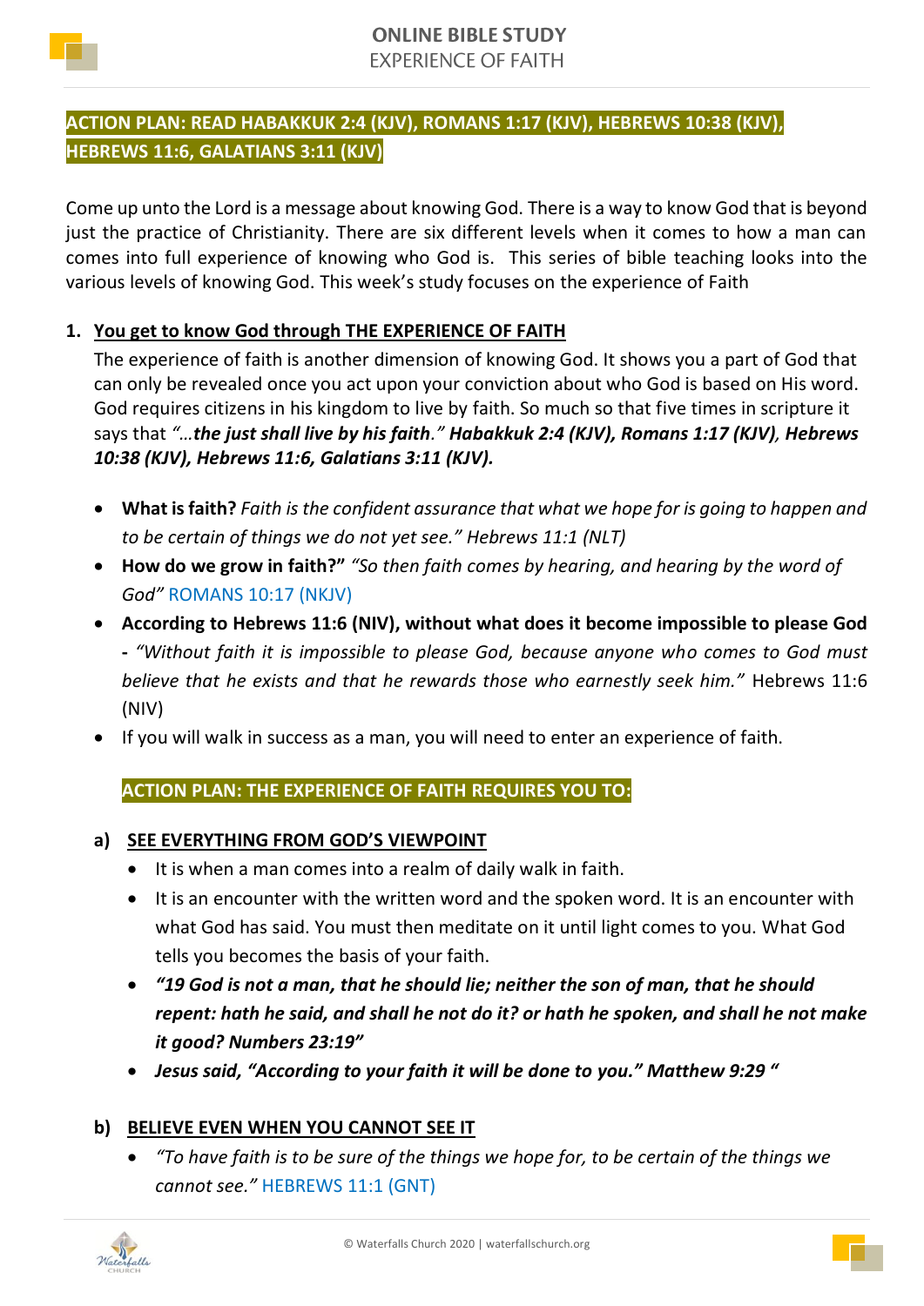# ONLINE BIBLE STUDY
## EXPERIENCE OF FAITH

**ACTION PLAN: READ HABAKKUK 2:4 (KJV), ROMANS 1:17 (KJV), HEBREWS 10:38 (KJV), HEBREWS 11:6, GALATIANS 3:11 (KJV)**

Come up unto the Lord is a message about knowing God. There is a way to know God that is beyond just the practice of Christianity. There are six different levels when it comes to how a man can comes into full experience of knowing who God is. This series of bible teaching looks into the various levels of knowing God. This week's study focuses on the experience of Faith

1. **You get to know God through THE EXPERIENCE OF FAITH**

   The experience of faith is another dimension of knowing God. It shows you a part of God that can only be revealed once you act upon your conviction about who God is based on His word. God requires citizens in his kingdom to live by faith. So much so that five times in scripture it says that *"…**the just shall live by his faith**."* ***Habakkuk 2:4 (KJV), Romans 1:17 (KJV), Hebrews 10:38 (KJV), Hebrews 11:6, Galatians 3:11 (KJV).***

   - **What is faith?** *Faith is the confident assurance that what we hope for is going to happen and to be certain of things we do not yet see." Hebrews 11:1 (NLT)*
   - **How do we grow in faith?"** *"So then faith comes by hearing, and hearing by the word of God"* ROMANS 10:17 (NKJV)
   - **According to Hebrews 11:6 (NIV), without what does it become impossible to please God -** *"Without faith it is impossible to please God, because anyone who comes to God must believe that he exists and that he rewards those who earnestly seek him."* Hebrews 11:6 (NIV)
   - If you will walk in success as a man, you will need to enter an experience of faith.

   **ACTION PLAN: THE EXPERIENCE OF FAITH REQUIRES YOU TO:**

   a) **SEE EVERYTHING FROM GOD'S VIEWPOINT**
      - It is when a man comes into a realm of daily walk in faith.
      - It is an encounter with the written word and the spoken word. It is an encounter with what God has said. You must then meditate on it until light comes to you. What God tells you becomes the basis of your faith.
      - ***"19 God is not a man, that he should lie; neither the son of man, that he should repent: hath he said, and shall he not do it? or hath he spoken, and shall he not make it good? Numbers 23:19"***
      - ***Jesus said, "According to your faith it will be done to you." Matthew 9:29 "***

   b) **BELIEVE EVEN WHEN YOU CANNOT SEE IT**
      - *"To have faith is to be sure of the things we hope for, to be certain of the things we cannot see."* HEBREWS 11:1 (GNT)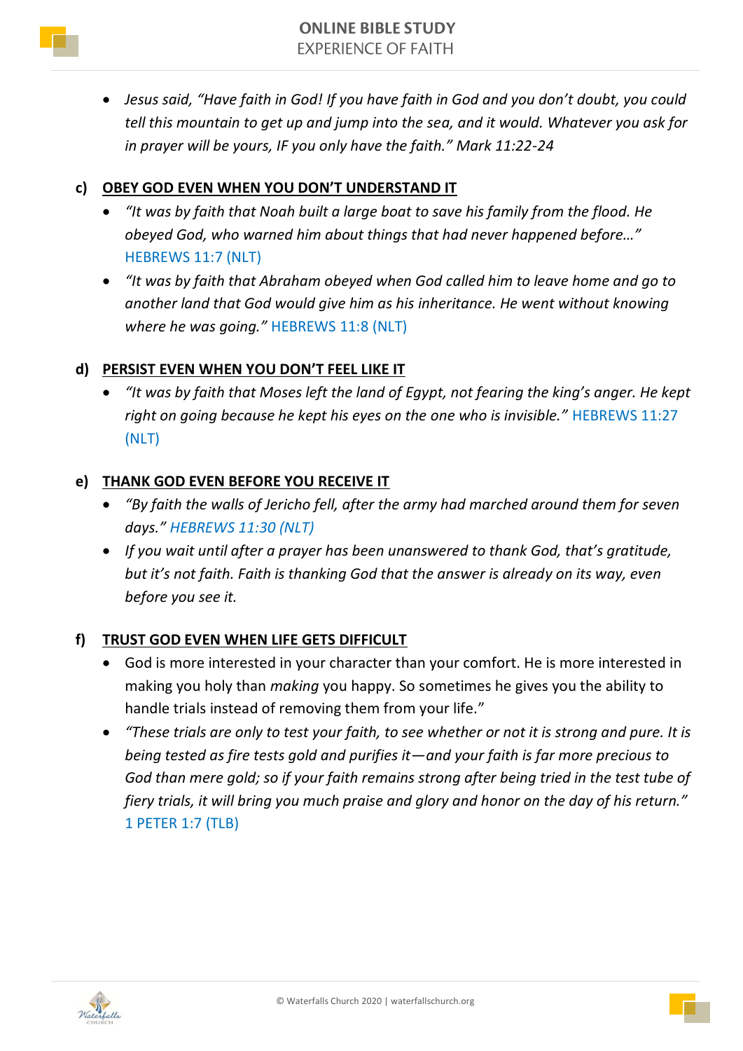- *Jesus said, "Have faith in God! If you have faith in God and you don't doubt, you could tell this mountain to get up and jump into the sea, and it would. Whatever you ask for in prayer will be yours, IF you only have the faith." Mark 11:22-24*

**c) OBEY GOD EVEN WHEN YOU DON'T UNDERSTAND IT**

- *"It was by faith that Noah built a large boat to save his family from the flood. He obeyed God, who warned him about things that had never happened before…"* HEBREWS 11:7 (NLT)
- *"It was by faith that Abraham obeyed when God called him to leave home and go to another land that God would give him as his inheritance. He went without knowing where he was going."* HEBREWS 11:8 (NLT)

**d) PERSIST EVEN WHEN YOU DON'T FEEL LIKE IT**

- *"It was by faith that Moses left the land of Egypt, not fearing the king's anger. He kept right on going because he kept his eyes on the one who is invisible."* HEBREWS 11:27 (NLT)

**e) THANK GOD EVEN BEFORE YOU RECEIVE IT**

- *"By faith the walls of Jericho fell, after the army had marched around them for seven days." HEBREWS 11:30 (NLT)*
- *If you wait until after a prayer has been unanswered to thank God, that's gratitude, but it's not faith. Faith is thanking God that the answer is already on its way, even before you see it.*

**f) TRUST GOD EVEN WHEN LIFE GETS DIFFICULT**

- God is more interested in your character than your comfort. He is more interested in making you holy than *making* you happy. So sometimes he gives you the ability to handle trials instead of removing them from your life."
- *"These trials are only to test your faith, to see whether or not it is strong and pure. It is being tested as fire tests gold and purifies it—and your faith is far more precious to God than mere gold; so if your faith remains strong after being tried in the test tube of fiery trials, it will bring you much praise and glory and honor on the day of his return."* 1 PETER 1:7 (TLB)